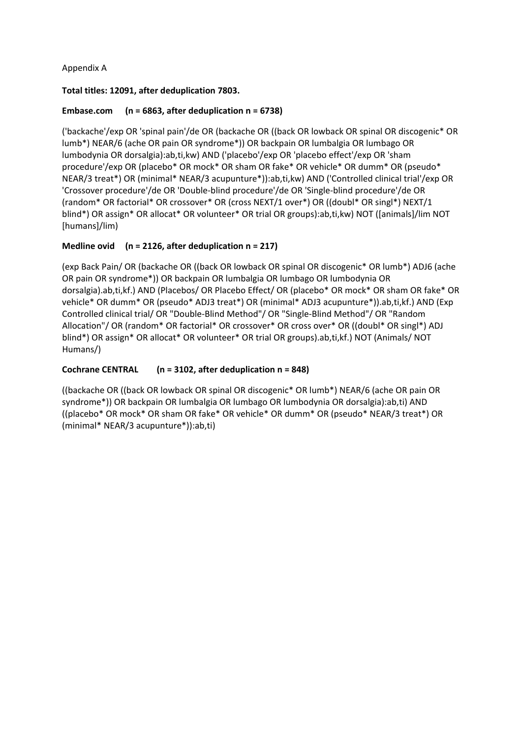Appendix A

**Total titles: 12091, after deduplication 7803.**

**Embase.com (n = 6863, after deduplication n = 6738)**

('backache'/exp OR 'spinal pain'/de OR (backache OR ((back OR lowback OR spinal OR discogenic* OR lumb*) NEAR/6 (ache OR pain OR syndrome*)) OR backpain OR lumbalgia OR lumbago OR lumbodynia OR dorsalgia):ab,ti,kw) AND ('placebo'/exp OR 'placebo effect'/exp OR 'sham procedure'/exp OR (placebo* OR mock* OR sham OR fake* OR vehicle* OR dumm* OR (pseudo* NEAR/3 treat*) OR (minimal* NEAR/3 acupunture*)):ab,ti,kw) AND ('Controlled clinical trial'/exp OR 'Crossover procedure'/de OR 'Double-blind procedure'/de OR 'Single-blind procedure'/de OR (random* OR factorial* OR crossover* OR (cross NEXT/1 over*) OR ((doubl* OR singl*) NEXT/1 blind*) OR assign* OR allocat* OR volunteer* OR trial OR groups):ab,ti,kw) NOT ([animals]/lim NOT [humans]/lim)

**Medline ovid (n = 2126, after deduplication n = 217)**

(exp Back Pain/ OR (backache OR ((back OR lowback OR spinal OR discogenic* OR lumb*) ADJ6 (ache OR pain OR syndrome*)) OR backpain OR lumbalgia OR lumbago OR lumbodynia OR dorsalgia).ab,ti,kf.) AND (Placebos/ OR Placebo Effect/ OR (placebo* OR mock* OR sham OR fake* OR vehicle* OR dumm* OR (pseudo* ADJ3 treat*) OR (minimal* ADJ3 acupunture*)).ab,ti,kf.) AND (Exp Controlled clinical trial/ OR "Double-Blind Method"/ OR "Single-Blind Method"/ OR "Random Allocation"/ OR (random* OR factorial* OR crossover* OR cross over* OR ((doubl* OR singl*) ADJ blind*) OR assign* OR allocat* OR volunteer* OR trial OR groups).ab,ti,kf.) NOT (Animals/ NOT Humans/)

**Cochrane CENTRAL (n = 3102, after deduplication n = 848)**

((backache OR ((back OR lowback OR spinal OR discogenic* OR lumb*) NEAR/6 (ache OR pain OR syndrome*)) OR backpain OR lumbalgia OR lumbago OR lumbodynia OR dorsalgia):ab,ti) AND ((placebo* OR mock* OR sham OR fake* OR vehicle* OR dumm* OR (pseudo* NEAR/3 treat*) OR (minimal* NEAR/3 acupunture*)):ab,ti)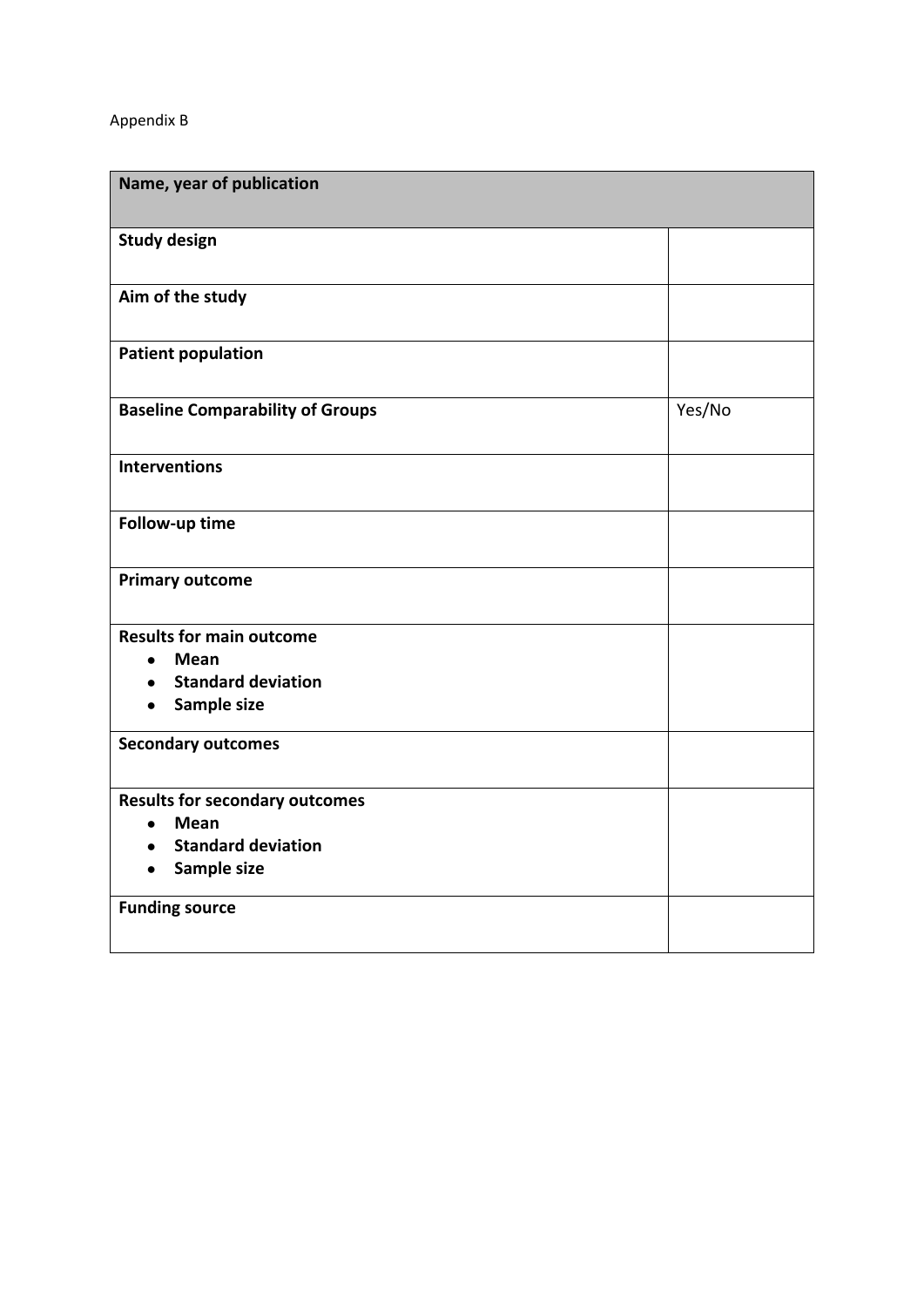Appendix B

| **Name, year of publication** | |
|---|---|
| **Study design** | |
| **Aim of the study** | |
| **Patient population** | |
| **Baseline Comparability of Groups** | Yes/No |
| **Interventions** | |
| **Follow-up time** | |
| **Primary outcome** | |
| **Results for main outcome**<br>• **Mean**<br>• **Standard deviation**<br>• **Sample size** | |
| **Secondary outcomes** | |
| **Results for secondary outcomes**<br>• **Mean**<br>• **Standard deviation**<br>• **Sample size** | |
| **Funding source** | |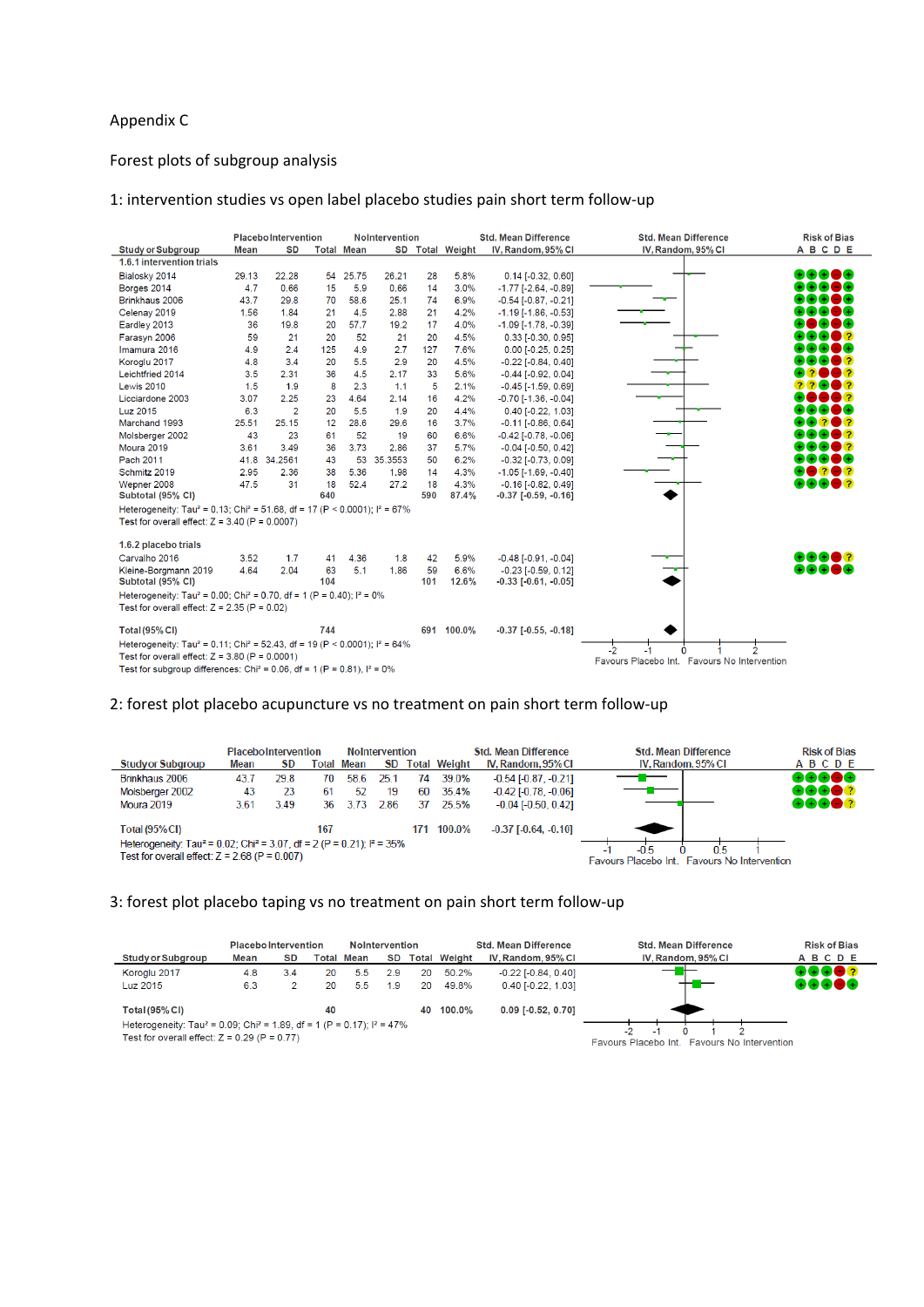Appendix C

Forest plots of subgroup analysis

1: intervention studies vs open label placebo studies pain short term follow-up

| Study or Subgroup | Placebo Intervention Mean | SD | Total | NoIntervention Mean | SD | Total | Weight | Std. Mean Difference IV, Random, 95% CI | Risk of Bias A B C D E |
|---|---|---|---|---|---|---|---|---|---|
| **1.6.1 intervention trials** | | | | | | | | | |
| Bialosky 2014 | 29.13 | 22.28 | 54 | 25.75 | 26.21 | 28 | 5.8% | 0.14 [-0.32, 0.60] | + + + + + |
| Borges 2014 | 4.7 | 0.66 | 15 | 5.9 | 0.66 | 14 | 3.0% | -1.77 [-2.64, -0.89] | + + + − + |
| Brinkhaus 2006 | 43.7 | 29.8 | 70 | 58.6 | 25.1 | 74 | 6.9% | -0.54 [-0.87, -0.21] | + + + − + |
| Celenay 2019 | 1.56 | 1.84 | 21 | 4.5 | 2.88 | 21 | 4.2% | -1.19 [-1.86, -0.53] | + + + − + |
| Eardley 2013 | 36 | 19.8 | 20 | 57.7 | 19.2 | 17 | 4.0% | -1.09 [-1.78, -0.39] | + − + − + |
| Farasyn 2006 | 59 | 21 | 20 | 52 | 21 | 20 | 4.5% | 0.33 [-0.30, 0.95] | + + + − ? |
| Imamura 2016 | 4.9 | 2.4 | 125 | 4.9 | 2.7 | 127 | 7.6% | 0.00 [-0.25, 0.25] | + + + − + |
| Koroglu 2017 | 4.8 | 3.4 | 20 | 5.5 | 2.9 | 20 | 4.5% | -0.22 [-0.84, 0.40] | + + + − ? |
| Leichtfried 2014 | 3.5 | 2.31 | 36 | 4.5 | 2.17 | 33 | 5.6% | -0.44 [-0.92, 0.04] | + ? + − ? |
| Lewis 2010 | 1.5 | 1.9 | 8 | 2.3 | 1.1 | 5 | 2.1% | -0.45 [-1.59, 0.69] | ? ? + − ? |
| Licciardone 2003 | 3.07 | 2.25 | 23 | 4.64 | 2.14 | 16 | 4.2% | -0.70 [-1.36, -0.04] | + − + − ? |
| Luz 2015 | 6.3 | 2 | 20 | 5.5 | 1.9 | 20 | 4.4% | 0.40 [-0.22, 1.03] | + + + − + |
| Marchand 1993 | 25.51 | 25.15 | 12 | 28.6 | 29.6 | 16 | 3.7% | -0.11 [-0.86, 0.64] | + + ? − ? |
| Molsberger 2002 | 43 | 23 | 61 | 52 | 19 | 60 | 6.6% | -0.42 [-0.78, -0.06] | + + + − ? |
| Moura 2019 | 3.61 | 3.49 | 36 | 3.73 | 2.86 | 37 | 5.7% | -0.04 [-0.50, 0.42] | + + + − ? |
| Pach 2011 | 41.8 | 34.2561 | 43 | 53 | 35.3553 | 50 | 6.2% | -0.32 [-0.73, 0.09] | + + + − + |
| Schmitz 2019 | 2.95 | 2.36 | 38 | 5.36 | 1.98 | 14 | 4.3% | -1.05 [-1.69, -0.40] | + − ? − ? |
| Wepner 2008 | 47.5 | 31 | 18 | 52.4 | 27.2 | 18 | 4.3% | -0.16 [-0.82, 0.49] | + + + − ? |
| **Subtotal (95% CI)** | | | **640** | | | **590** | **87.4%** | **-0.37 [-0.59, -0.16]** | |
| Heterogeneity: Tau² = 0.13; Chi² = 51.68, df = 17 (P < 0.0001); I² = 67% | | | | | | | | | |
| Test for overall effect: Z = 3.40 (P = 0.0007) | | | | | | | | | |
| **1.6.2 placebo trials** | | | | | | | | | |
| Carvalho 2016 | 3.52 | 1.7 | 41 | 4.36 | 1.8 | 42 | 5.9% | -0.48 [-0.91, -0.04] | + + + − ? |
| Kleine-Borgmann 2019 | 4.64 | 2.04 | 63 | 5.1 | 1.86 | 59 | 6.6% | -0.23 [-0.59, 0.12] | + + + − + |
| **Subtotal (95% CI)** | | | **104** | | | **101** | **12.6%** | **-0.33 [-0.61, -0.05]** | |
| Heterogeneity: Tau² = 0.00; Chi² = 0.70, df = 1 (P = 0.40); I² = 0% | | | | | | | | | |
| Test for overall effect: Z = 2.35 (P = 0.02) | | | | | | | | | |
| **Total (95% CI)** | | | **744** | | | **691** | **100.0%** | **-0.37 [-0.55, -0.18]** | |
| Heterogeneity: Tau² = 0.11; Chi² = 52.43, df = 19 (P < 0.0001); I² = 64% | | | | | | | | | |
| Test for overall effect: Z = 3.80 (P = 0.0001) | | | | | | | | | |
| Test for subgroup differences: Chi² = 0.06, df = 1 (P = 0.81), I² = 0% | | | | | | | | | |

Favours Placebo Int. | Favours No Intervention

2: forest plot placebo acupuncture vs no treatment on pain short term follow-up

| Study or Subgroup | Placebo Intervention Mean | SD | Total | NoIntervention Mean | SD | Total | Weight | Std. Mean Difference IV, Random, 95% CI | Risk of Bias A B C D E |
|---|---|---|---|---|---|---|---|---|---|
| Brinkhaus 2006 | 43.7 | 29.8 | 70 | 58.6 | 25.1 | 74 | 39.0% | -0.54 [-0.87, -0.21] | + + + − + |
| Molsberger 2002 | 43 | 23 | 61 | 52 | 19 | 60 | 35.4% | -0.42 [-0.78, -0.06] | + + + − ? |
| Moura 2019 | 3.61 | 3.49 | 36 | 3.73 | 2.86 | 37 | 25.5% | -0.04 [-0.50, 0.42] | + + + − ? |
| **Total (95% CI)** | | | **167** | | | **171** | **100.0%** | **-0.37 [-0.64, -0.10]** | |
| Heterogeneity: Tau² = 0.02; Chi² = 3.07, df = 2 (P = 0.21); I² = 35% | | | | | | | | | |
| Test for overall effect: Z = 2.68 (P = 0.007) | | | | | | | | | |

Favours Placebo Int. | Favours No Intervention

3: forest plot placebo taping vs no treatment on pain short term follow-up

| Study or Subgroup | Placebo Intervention Mean | SD | Total | NoIntervention Mean | SD | Total | Weight | Std. Mean Difference IV, Random, 95% CI | Risk of Bias A B C D E |
|---|---|---|---|---|---|---|---|---|---|
| Koroglu 2017 | 4.8 | 3.4 | 20 | 5.5 | 2.9 | 20 | 50.2% | -0.22 [-0.84, 0.40] | + + + − ? |
| Luz 2015 | 6.3 | 2 | 20 | 5.5 | 1.9 | 20 | 49.8% | 0.40 [-0.22, 1.03] | + + + − + |
| **Total (95% CI)** | | | **40** | | | **40** | **100.0%** | **0.09 [-0.52, 0.70]** | |
| Heterogeneity: Tau² = 0.09; Chi² = 1.89, df = 1 (P = 0.17); I² = 47% | | | | | | | | | |
| Test for overall effect: Z = 0.29 (P = 0.77) | | | | | | | | | |

Favours Placebo Int. | Favours No Intervention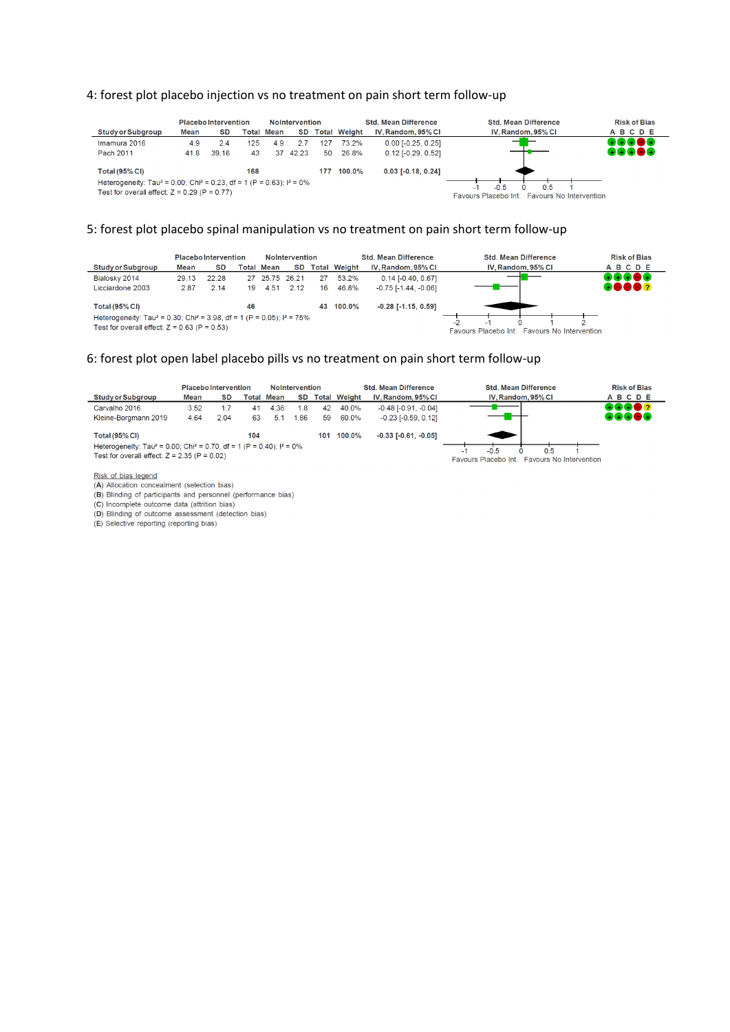4: forest plot placebo injection vs no treatment on pain short term follow-up

| Study or Subgroup | Placebo Intervention Mean | SD | Total | NoIntervention Mean | SD | Total | Weight | Std. Mean Difference IV, Random, 95% CI | Risk of Bias A B C D E |
|---|---|---|---|---|---|---|---|---|---|
| Imamura 2016 | 4.9 | 2.4 | 125 | 4.9 | 2.7 | 127 | 73.2% | 0.00 [-0.25, 0.25] | + + + − + |
| Pach 2011 | 41.8 | 39.16 | 43 | 37 | 42.23 | 50 | 26.8% | 0.12 [-0.29, 0.52] | + + + − + |
| **Total (95% CI)** | | | **168** | | | **177** | **100.0%** | **0.03 [-0.18, 0.24]** | |

Heterogeneity: Tau² = 0.00; Chi² = 0.23, df = 1 (P = 0.63); I² = 0%
Test for overall effect: Z = 0.29 (P = 0.77)

Favours Placebo Int. | Favours No Intervention

5: forest plot placebo spinal manipulation vs no treatment on pain short term follow-up

| Study or Subgroup | Placebo Intervention Mean | SD | Total | NoIntervention Mean | SD | Total | Weight | Std. Mean Difference IV, Random, 95% CI | Risk of Bias A B C D E |
|---|---|---|---|---|---|---|---|---|---|
| Bialosky 2014 | 29.13 | 22.28 | 27 | 25.75 | 26.21 | 27 | 53.2% | 0.14 [-0.40, 0.67] | + + + − + |
| Licciardone 2003 | 2.87 | 2.14 | 19 | 4.51 | 2.12 | 16 | 46.8% | -0.75 [-1.44, -0.06] | + − − − ? |
| **Total (95% CI)** | | | **46** | | | **43** | **100.0%** | **-0.28 [-1.15, 0.59]** | |

Heterogeneity: Tau² = 0.30; Chi² = 3.98, df = 1 (P = 0.05); I² = 75%
Test for overall effect: Z = 0.63 (P = 0.53)

Favours Placebo Int. | Favours No Intervention

6: forest plot open label placebo pills vs no treatment on pain short term follow-up

| Study or Subgroup | Placebo Intervention Mean | SD | Total | NoIntervention Mean | SD | Total | Weight | Std. Mean Difference IV, Random, 95% CI | Risk of Bias A B C D E |
|---|---|---|---|---|---|---|---|---|---|
| Carvalho 2016 | 3.52 | 1.7 | 41 | 4.36 | 1.8 | 42 | 40.0% | -0.48 [-0.91, -0.04] | + + + − ? |
| Kleine-Borgmann 2019 | 4.64 | 2.04 | 63 | 5.1 | 1.86 | 59 | 60.0% | -0.23 [-0.59, 0.12] | + + + − + |
| **Total (95% CI)** | | | **104** | | | **101** | **100.0%** | **-0.33 [-0.61, -0.05]** | |

Heterogeneity: Tau² = 0.00; Chi² = 0.70, df = 1 (P = 0.40); I² = 0%
Test for overall effect: Z = 2.35 (P = 0.02)

Favours Placebo Int. | Favours No Intervention

Risk of bias legend
(A) Allocation concealment (selection bias)
(B) Blinding of participants and personnel (performance bias)
(C) Incomplete outcome data (attrition bias)
(D) Blinding of outcome assessment (detection bias)
(E) Selective reporting (reporting bias)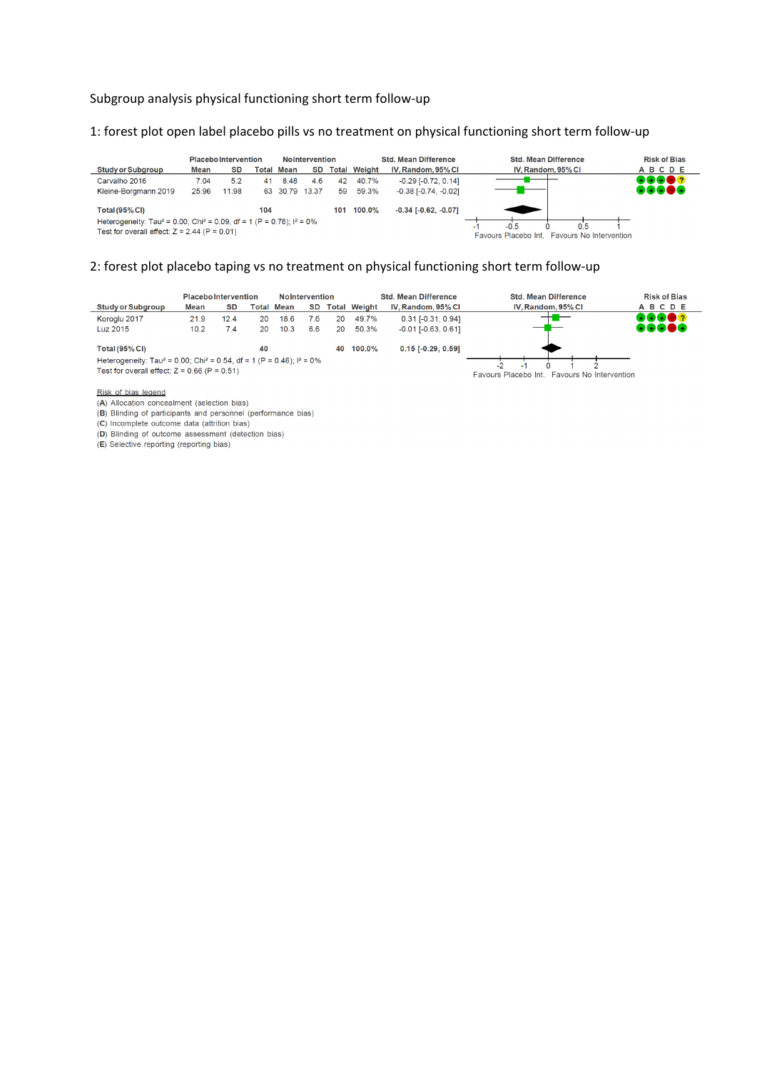Subgroup analysis physical functioning short term follow-up

1: forest plot open label placebo pills vs no treatment on physical functioning short term follow-up

| Study or Subgroup | Placebo Intervention Mean | SD | Total | No Intervention Mean | SD | Total | Weight | Std. Mean Difference IV, Random, 95% CI | Risk of Bias A B C D E |
|---|---|---|---|---|---|---|---|---|---|
| Carvalho 2016 | 7.04 | 5.2 | 41 | 8.48 | 4.6 | 42 | 40.7% | -0.29 [-0.72, 0.14] | + + + − ? |
| Kleine-Borgmann 2019 | 25.96 | 11.98 | 63 | 30.79 | 13.37 | 59 | 59.3% | -0.38 [-0.74, -0.02] | + + + − + |
| **Total (95% CI)** | | | **104** | | | **101** | **100.0%** | **-0.34 [-0.62, -0.07]** | |

Heterogeneity: Tau² = 0.00; Chi² = 0.09, df = 1 (P = 0.76); I² = 0%
Test for overall effect: Z = 2.44 (P = 0.01)

Favours Placebo Int. | Favours No Intervention

2: forest plot placebo taping vs no treatment on physical functioning short term follow-up

| Study or Subgroup | Placebo Intervention Mean | SD | Total | No Intervention Mean | SD | Total | Weight | Std. Mean Difference IV, Random, 95% CI | Risk of Bias A B C D E |
|---|---|---|---|---|---|---|---|---|---|
| Koroglu 2017 | 21.9 | 12.4 | 20 | 18.6 | 7.6 | 20 | 49.7% | 0.31 [-0.31, 0.94] | + + + − ? |
| Luz 2015 | 10.2 | 7.4 | 20 | 10.3 | 6.6 | 20 | 50.3% | -0.01 [-0.63, 0.61] | + + + − + |
| **Total (95% CI)** | | | **40** | | | **40** | **100.0%** | **0.15 [-0.29, 0.59]** | |

Heterogeneity: Tau² = 0.00; Chi² = 0.54, df = 1 (P = 0.46); I² = 0%
Test for overall effect: Z = 0.66 (P = 0.51)

Favours Placebo Int. | Favours No Intervention

Risk of bias legend
(A) Allocation concealment (selection bias)
(B) Blinding of participants and personnel (performance bias)
(C) Incomplete outcome data (attrition bias)
(D) Blinding of outcome assessment (detection bias)
(E) Selective reporting (reporting bias)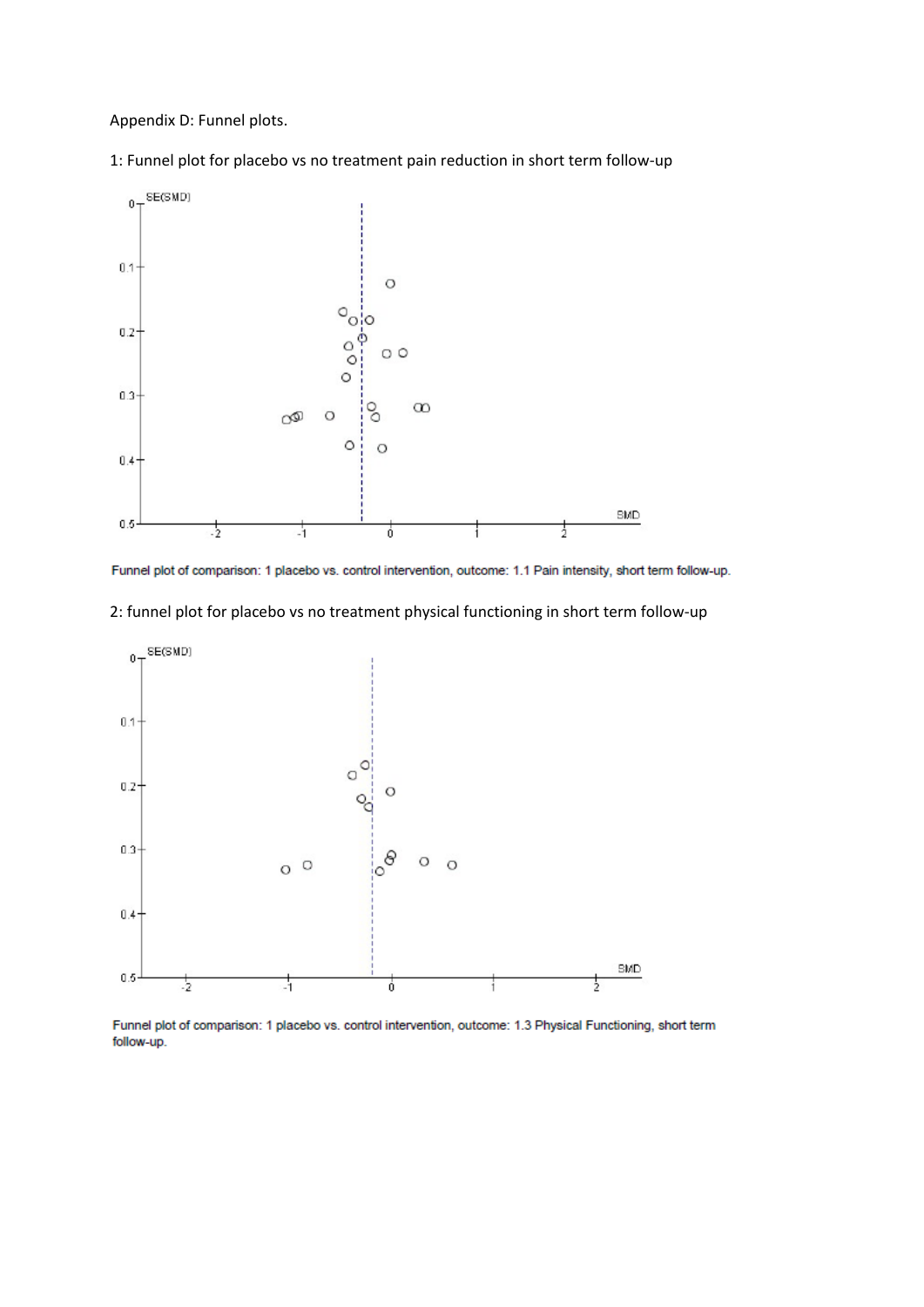Appendix D: Funnel plots.

1: Funnel plot for placebo vs no treatment pain reduction in short term follow-up

Funnel plot of comparison: 1 placebo vs. control intervention, outcome: 1.1 Pain intensity, short term follow-up.

2: funnel plot for placebo vs no treatment physical functioning in short term follow-up

Funnel plot of comparison: 1 placebo vs. control intervention, outcome: 1.3 Physical Functioning, short term follow-up.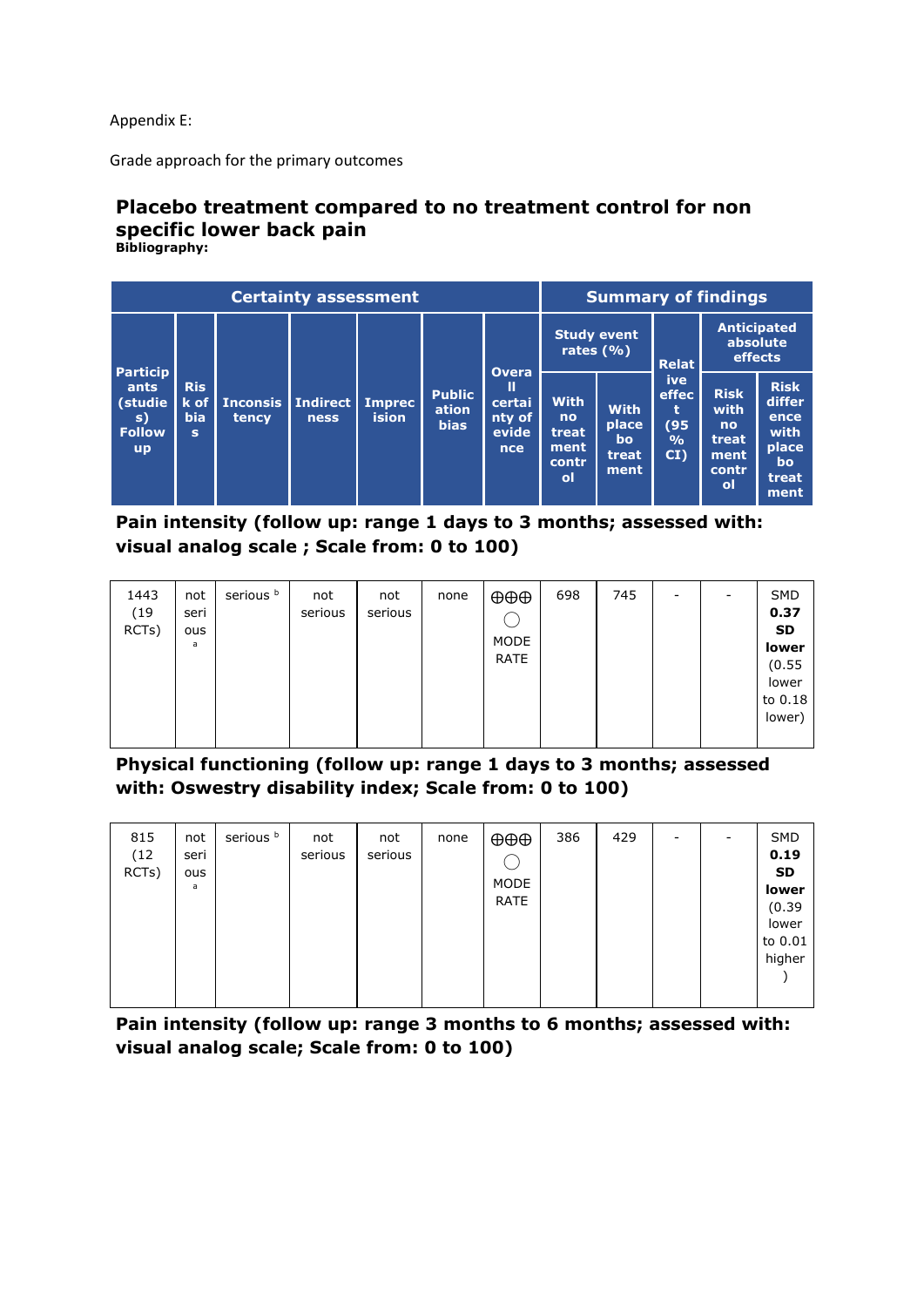Appendix E:

Grade approach for the primary outcomes

## Placebo treatment compared to no treatment control for non specific lower back pain

**Bibliography:**

| Certainty assessment | | | | | | | Summary of findings | | | | |
|---|---|---|---|---|---|---|---|---|---|---|---|
| Participants (studies) Follow up | Risk of bias | Inconsistency | Indirectness | Imprecision | Publication bias | Overall certainty of evidence | Study event rates (%) | | Relative effect (95 % CI) | Anticipated absolute effects | |
| | | | | | | | With no treatment control | With placebo treatment | | Risk with no treatment control | Risk difference with placebo treatment |
| **Pain intensity (follow up: range 1 days to 3 months; assessed with: visual analog scale ; Scale from: 0 to 100)** | | | | | | | | | | | |
| 1443 (19 RCTs) | not serious [a] | serious [b] | not serious | not serious | none | ⨁⨁⨁◯ MODERATE | 698 | 745 | - | - | SMD **0.37 SD lower** (0.55 lower to 0.18 lower) |
| **Physical functioning (follow up: range 1 days to 3 months; assessed with: Oswestry disability index; Scale from: 0 to 100)** | | | | | | | | | | | |
| 815 (12 RCTs) | not serious [a] | serious [b] | not serious | not serious | none | ⨁⨁⨁◯ MODERATE | 386 | 429 | - | - | SMD **0.19 SD lower** (0.39 lower to 0.01 higher ) |
| **Pain intensity (follow up: range 3 months to 6 months; assessed with: visual analog scale; Scale from: 0 to 100)** | | | | | | | | | | | |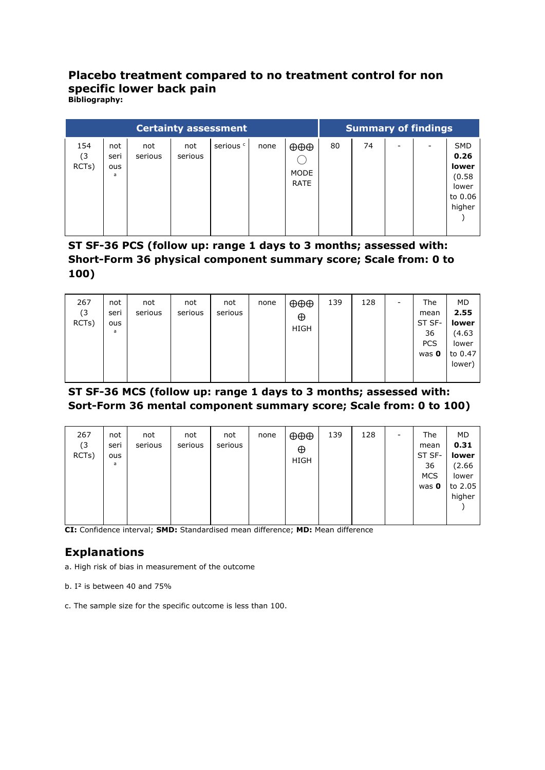## Placebo treatment compared to no treatment control for non specific lower back pain

**Bibliography:**

| Certainty assessment | | | | | | | Summary of findings | | | |
|---|---|---|---|---|---|---|---|---|---|---|
| 154 (3 RCTs) | not serious [a] | not serious | not serious | serious [c] | none | ⊕⊕⊕◯ MODERATE | 80 | 74 | - | - | SMD **0.26 lower** (0.58 lower to 0.06 higher ) |

**ST SF-36 PCS (follow up: range 1 days to 3 months; assessed with: Short-Form 36 physical component summary score; Scale from: 0 to 100)**

| | | | | | | | | | | | |
|---|---|---|---|---|---|---|---|---|---|---|---|
| 267 (3 RCTs) | not serious [a] | not serious | not serious | not serious | none | ⊕⊕⊕⊕ HIGH | 139 | 128 | - | The mean ST SF-36 PCS was **0** | MD **2.55 lower** (4.63 lower to 0.47 lower) |

**ST SF-36 MCS (follow up: range 1 days to 3 months; assessed with: Sort-Form 36 mental component summary score; Scale from: 0 to 100)**

| | | | | | | | | | | | |
|---|---|---|---|---|---|---|---|---|---|---|---|
| 267 (3 RCTs) | not serious [a] | not serious | not serious | not serious | none | ⊕⊕⊕⊕ HIGH | 139 | 128 | - | The mean ST SF-36 MCS was **0** | MD **0.31 lower** (2.66 lower to 2.05 higher ) |

**CI:** Confidence interval; **SMD:** Standardised mean difference; **MD:** Mean difference

## Explanations

a. High risk of bias in measurement of the outcome

b. $I^2$ is between 40 and 75%

c. The sample size for the specific outcome is less than 100.